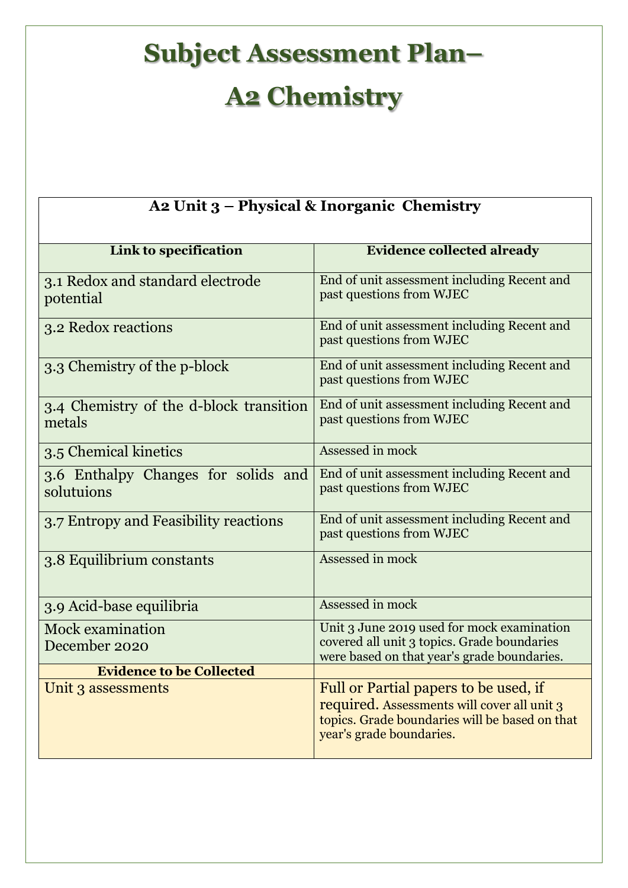# Subject Assessment Plan– A2 Chemistry

| A2 Unit 3 – Physical & Inorganic Chemistry | |
|---|---|
| **Link to specification** | **Evidence collected already** |
| 3.1 Redox and standard electrode potential | End of unit assessment including Recent and past questions from WJEC |
| 3.2 Redox reactions | End of unit assessment including Recent and past questions from WJEC |
| 3.3 Chemistry of the p-block | End of unit assessment including Recent and past questions from WJEC |
| 3.4 Chemistry of the d-block transition metals | End of unit assessment including Recent and past questions from WJEC |
| 3.5 Chemical kinetics | Assessed in mock |
| 3.6 Enthalpy Changes for solids and solutuions | End of unit assessment including Recent and past questions from WJEC |
| 3.7 Entropy and Feasibility reactions | End of unit assessment including Recent and past questions from WJEC |
| 3.8 Equilibrium constants | Assessed in mock |
| 3.9 Acid-base equilibria | Assessed in mock |
| Mock examination December 2020 | Unit 3 June 2019 used for mock examination covered all unit 3 topics. Grade boundaries were based on that year's grade boundaries. |
| **Evidence to be Collected** | |
| Unit 3 assessments | Full or Partial papers to be used, if required. Assessments will cover all unit 3 topics. Grade boundaries will be based on that year's grade boundaries. |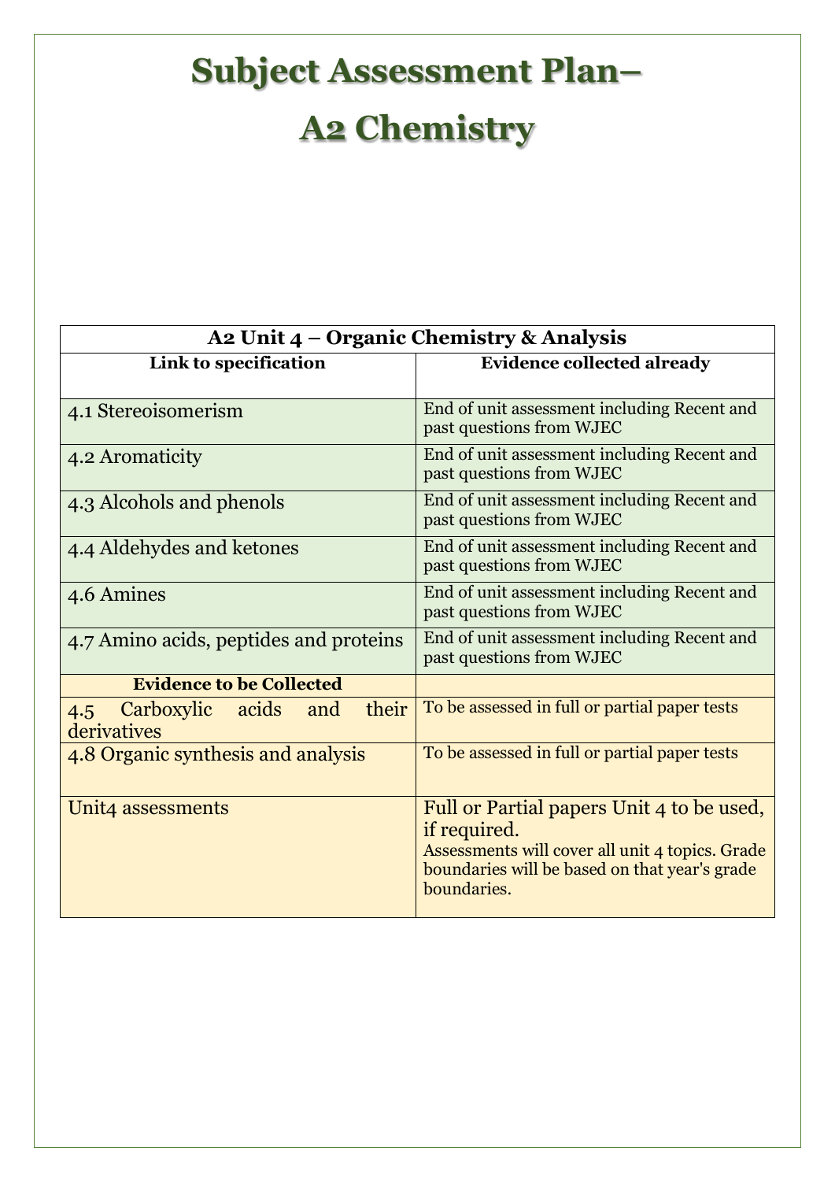# Subject Assessment Plan–

# A2 Chemistry

| A2 Unit 4 – Organic Chemistry & Analysis | |
|---|---|
| **Link to specification** | **Evidence collected already** |
| 4.1 Stereoisomerism | End of unit assessment including Recent and past questions from WJEC |
| 4.2 Aromaticity | End of unit assessment including Recent and past questions from WJEC |
| 4.3 Alcohols and phenols | End of unit assessment including Recent and past questions from WJEC |
| 4.4 Aldehydes and ketones | End of unit assessment including Recent and past questions from WJEC |
| 4.6 Amines | End of unit assessment including Recent and past questions from WJEC |
| 4.7 Amino acids, peptides and proteins | End of unit assessment including Recent and past questions from WJEC |
| **Evidence to be Collected** | |
| 4.5 Carboxylic acids and their derivatives | To be assessed in full or partial paper tests |
| 4.8 Organic synthesis and analysis | To be assessed in full or partial paper tests |
| Unit4 assessments | Full or Partial papers Unit 4 to be used, if required. Assessments will cover all unit 4 topics. Grade boundaries will be based on that year's grade boundaries. |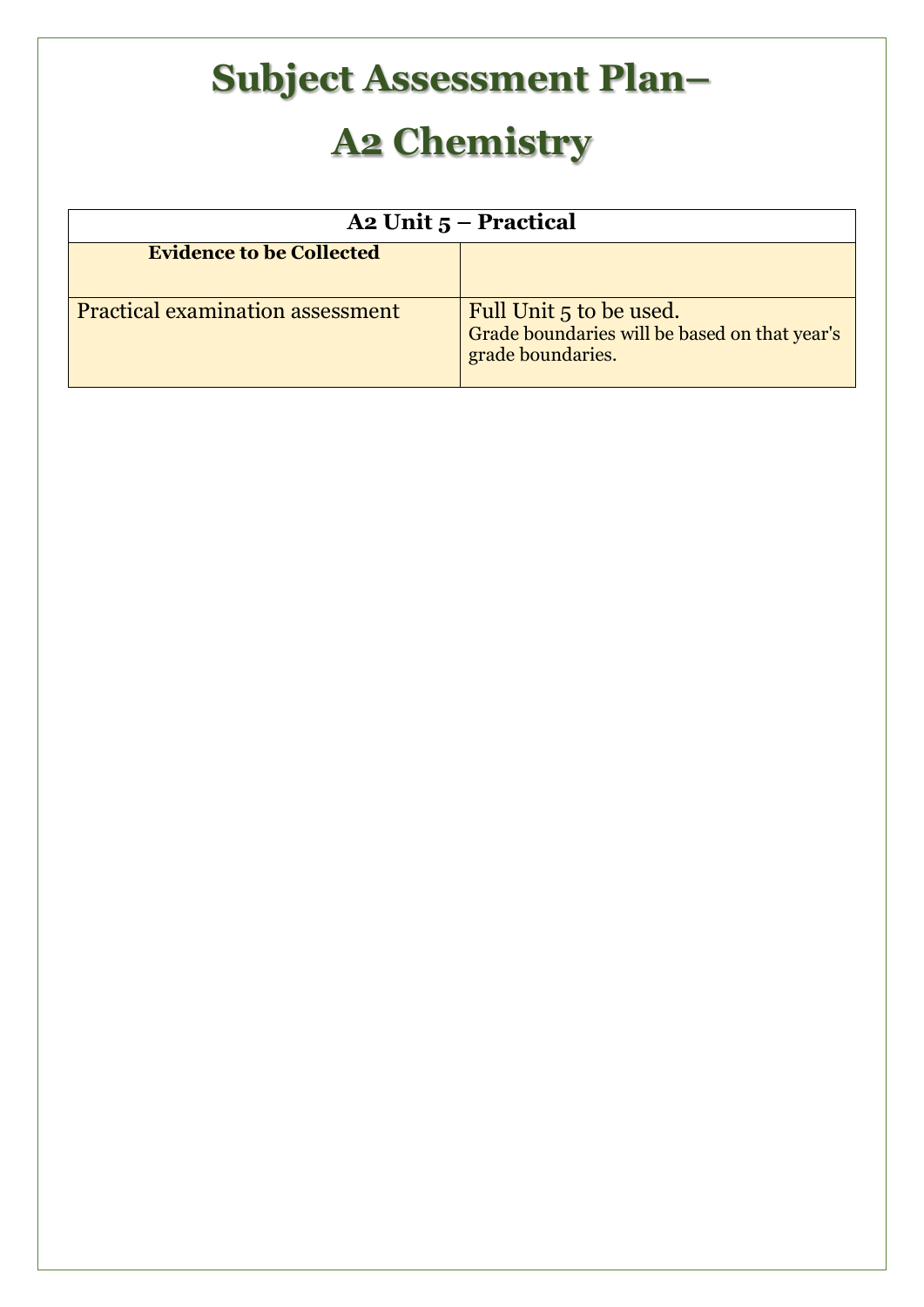# Subject Assessment Plan–

# A2 Chemistry

| A2 Unit 5 – Practical | |
|---|---|
| **Evidence to be Collected** | |
| Practical examination assessment | Full Unit 5 to be used.<br>Grade boundaries will be based on that year's grade boundaries. |